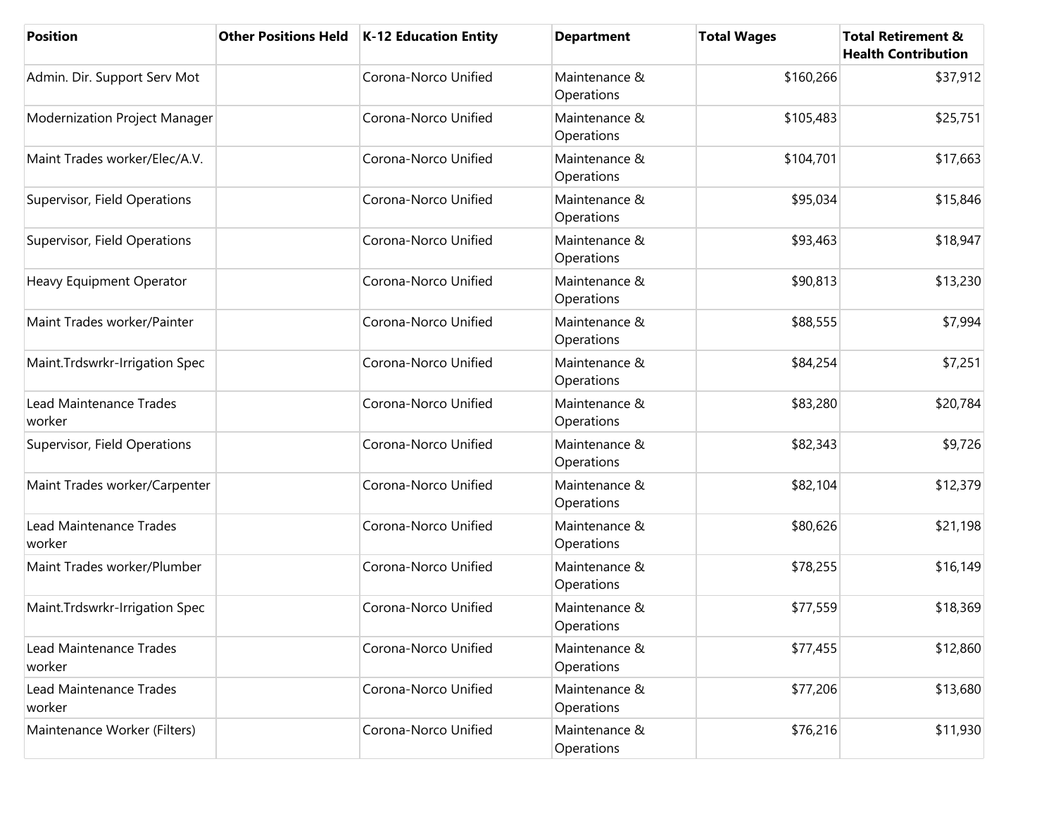| Position | Other Positions Held | K-12 Education Entity | Department | Total Wages | Total Retirement & Health Contribution |
|---|---|---|---|---|---|
| Admin. Dir. Support Serv Mot | | Corona-Norco Unified | Maintenance & Operations | $160,266 | $37,912 |
| Modernization Project Manager | | Corona-Norco Unified | Maintenance & Operations | $105,483 | $25,751 |
| Maint Trades worker/Elec/A.V. | | Corona-Norco Unified | Maintenance & Operations | $104,701 | $17,663 |
| Supervisor, Field Operations | | Corona-Norco Unified | Maintenance & Operations | $95,034 | $15,846 |
| Supervisor, Field Operations | | Corona-Norco Unified | Maintenance & Operations | $93,463 | $18,947 |
| Heavy Equipment Operator | | Corona-Norco Unified | Maintenance & Operations | $90,813 | $13,230 |
| Maint Trades worker/Painter | | Corona-Norco Unified | Maintenance & Operations | $88,555 | $7,994 |
| Maint.Trdswrkr-Irrigation Spec | | Corona-Norco Unified | Maintenance & Operations | $84,254 | $7,251 |
| Lead Maintenance Trades worker | | Corona-Norco Unified | Maintenance & Operations | $83,280 | $20,784 |
| Supervisor, Field Operations | | Corona-Norco Unified | Maintenance & Operations | $82,343 | $9,726 |
| Maint Trades worker/Carpenter | | Corona-Norco Unified | Maintenance & Operations | $82,104 | $12,379 |
| Lead Maintenance Trades worker | | Corona-Norco Unified | Maintenance & Operations | $80,626 | $21,198 |
| Maint Trades worker/Plumber | | Corona-Norco Unified | Maintenance & Operations | $78,255 | $16,149 |
| Maint.Trdswrkr-Irrigation Spec | | Corona-Norco Unified | Maintenance & Operations | $77,559 | $18,369 |
| Lead Maintenance Trades worker | | Corona-Norco Unified | Maintenance & Operations | $77,455 | $12,860 |
| Lead Maintenance Trades worker | | Corona-Norco Unified | Maintenance & Operations | $77,206 | $13,680 |
| Maintenance Worker (Filters) | | Corona-Norco Unified | Maintenance & Operations | $76,216 | $11,930 |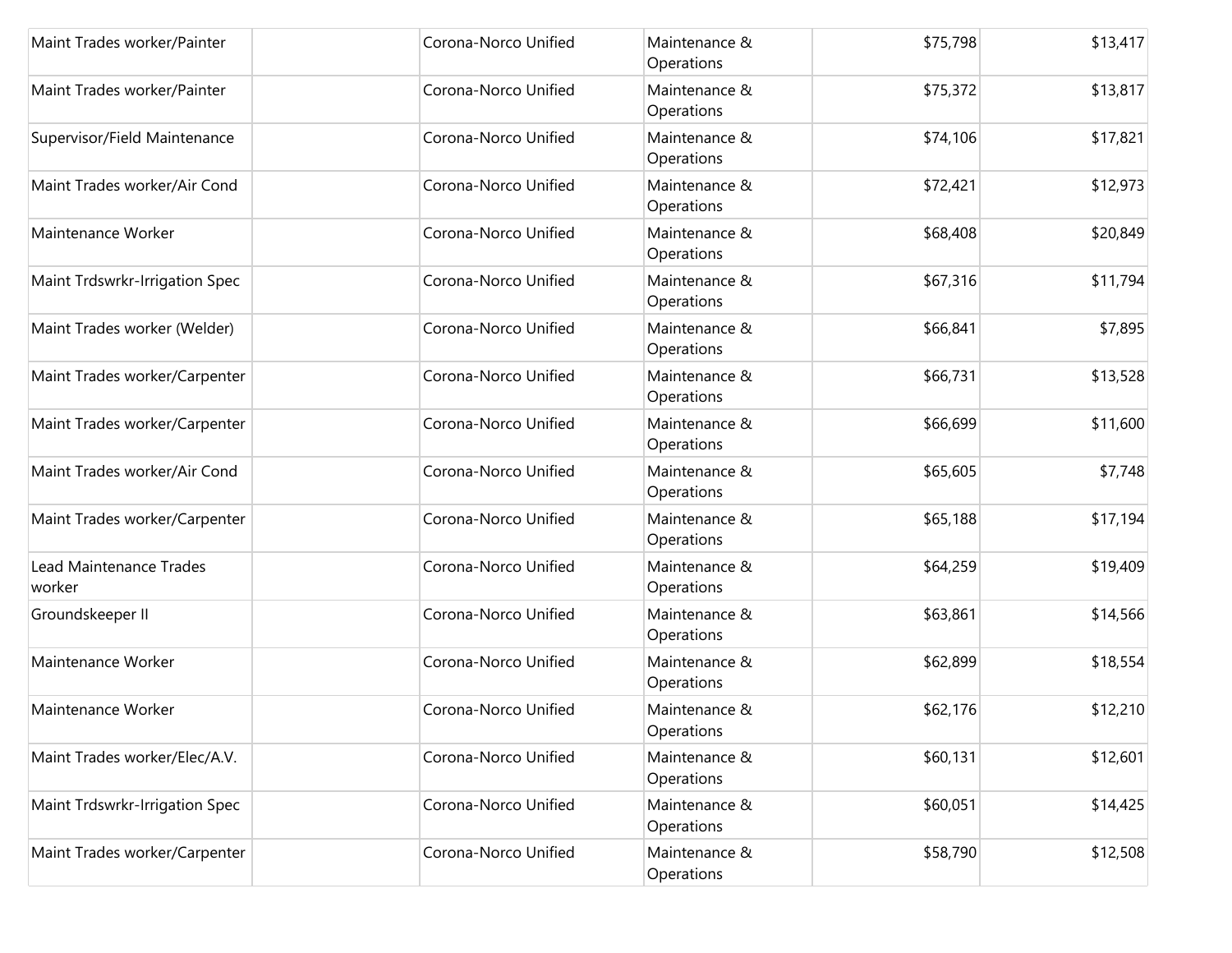| | | | | | |
|---|---|---|---|---|---|
| Maint Trades worker/Painter | | Corona-Norco Unified | Maintenance & Operations | $75,798 | $13,417 |
| Maint Trades worker/Painter | | Corona-Norco Unified | Maintenance & Operations | $75,372 | $13,817 |
| Supervisor/Field Maintenance | | Corona-Norco Unified | Maintenance & Operations | $74,106 | $17,821 |
| Maint Trades worker/Air Cond | | Corona-Norco Unified | Maintenance & Operations | $72,421 | $12,973 |
| Maintenance Worker | | Corona-Norco Unified | Maintenance & Operations | $68,408 | $20,849 |
| Maint Trdswrkr-Irrigation Spec | | Corona-Norco Unified | Maintenance & Operations | $67,316 | $11,794 |
| Maint Trades worker (Welder) | | Corona-Norco Unified | Maintenance & Operations | $66,841 | $7,895 |
| Maint Trades worker/Carpenter | | Corona-Norco Unified | Maintenance & Operations | $66,731 | $13,528 |
| Maint Trades worker/Carpenter | | Corona-Norco Unified | Maintenance & Operations | $66,699 | $11,600 |
| Maint Trades worker/Air Cond | | Corona-Norco Unified | Maintenance & Operations | $65,605 | $7,748 |
| Maint Trades worker/Carpenter | | Corona-Norco Unified | Maintenance & Operations | $65,188 | $17,194 |
| Lead Maintenance Trades worker | | Corona-Norco Unified | Maintenance & Operations | $64,259 | $19,409 |
| Groundskeeper II | | Corona-Norco Unified | Maintenance & Operations | $63,861 | $14,566 |
| Maintenance Worker | | Corona-Norco Unified | Maintenance & Operations | $62,899 | $18,554 |
| Maintenance Worker | | Corona-Norco Unified | Maintenance & Operations | $62,176 | $12,210 |
| Maint Trades worker/Elec/A.V. | | Corona-Norco Unified | Maintenance & Operations | $60,131 | $12,601 |
| Maint Trdswrkr-Irrigation Spec | | Corona-Norco Unified | Maintenance & Operations | $60,051 | $14,425 |
| Maint Trades worker/Carpenter | | Corona-Norco Unified | Maintenance & Operations | $58,790 | $12,508 |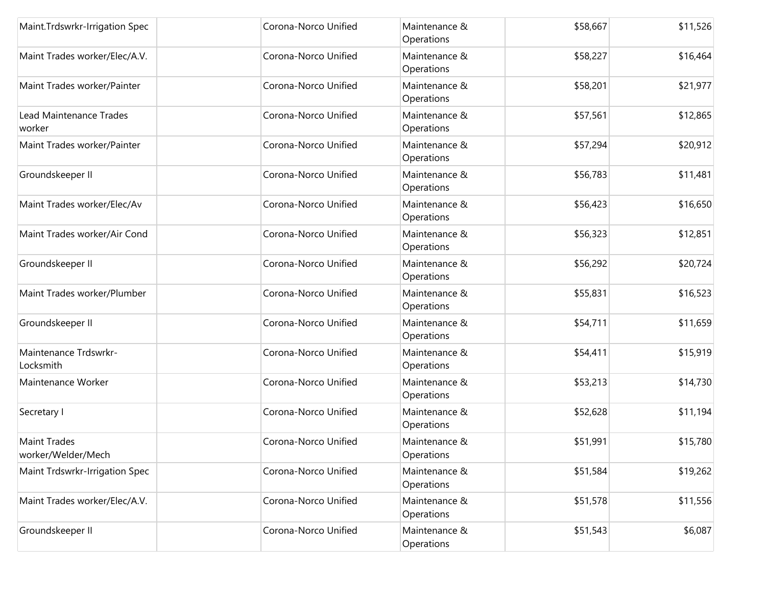| | | | | | |
|---|---|---|---|---|---|
| Maint.Trdswrkr-Irrigation Spec | | Corona-Norco Unified | Maintenance & Operations | $58,667 | $11,526 |
| Maint Trades worker/Elec/A.V. | | Corona-Norco Unified | Maintenance & Operations | $58,227 | $16,464 |
| Maint Trades worker/Painter | | Corona-Norco Unified | Maintenance & Operations | $58,201 | $21,977 |
| Lead Maintenance Trades worker | | Corona-Norco Unified | Maintenance & Operations | $57,561 | $12,865 |
| Maint Trades worker/Painter | | Corona-Norco Unified | Maintenance & Operations | $57,294 | $20,912 |
| Groundskeeper II | | Corona-Norco Unified | Maintenance & Operations | $56,783 | $11,481 |
| Maint Trades worker/Elec/Av | | Corona-Norco Unified | Maintenance & Operations | $56,423 | $16,650 |
| Maint Trades worker/Air Cond | | Corona-Norco Unified | Maintenance & Operations | $56,323 | $12,851 |
| Groundskeeper II | | Corona-Norco Unified | Maintenance & Operations | $56,292 | $20,724 |
| Maint Trades worker/Plumber | | Corona-Norco Unified | Maintenance & Operations | $55,831 | $16,523 |
| Groundskeeper II | | Corona-Norco Unified | Maintenance & Operations | $54,711 | $11,659 |
| Maintenance Trdswrkr-Locksmith | | Corona-Norco Unified | Maintenance & Operations | $54,411 | $15,919 |
| Maintenance Worker | | Corona-Norco Unified | Maintenance & Operations | $53,213 | $14,730 |
| Secretary I | | Corona-Norco Unified | Maintenance & Operations | $52,628 | $11,194 |
| Maint Trades worker/Welder/Mech | | Corona-Norco Unified | Maintenance & Operations | $51,991 | $15,780 |
| Maint Trdswrkr-Irrigation Spec | | Corona-Norco Unified | Maintenance & Operations | $51,584 | $19,262 |
| Maint Trades worker/Elec/A.V. | | Corona-Norco Unified | Maintenance & Operations | $51,578 | $11,556 |
| Groundskeeper II | | Corona-Norco Unified | Maintenance & Operations | $51,543 | $6,087 |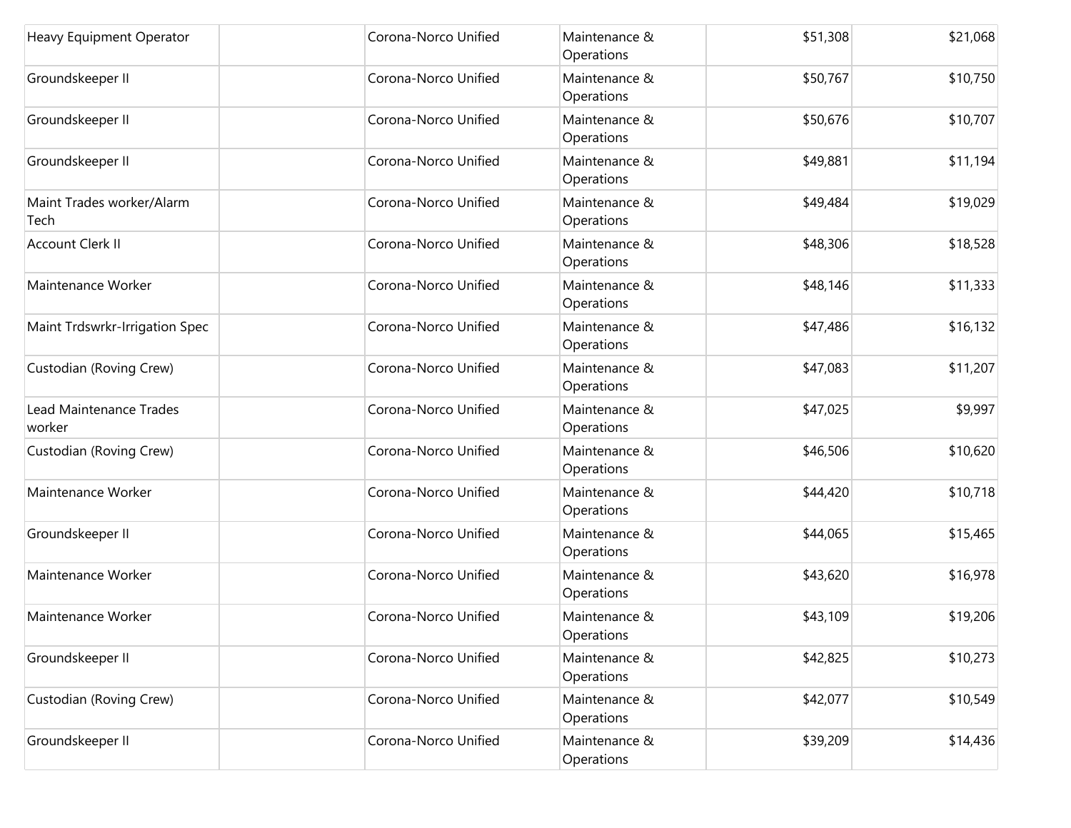| | | | | | |
|---|---|---|---|---|---|
| Heavy Equipment Operator | | Corona-Norco Unified | Maintenance & Operations | $51,308 | $21,068 |
| Groundskeeper II | | Corona-Norco Unified | Maintenance & Operations | $50,767 | $10,750 |
| Groundskeeper II | | Corona-Norco Unified | Maintenance & Operations | $50,676 | $10,707 |
| Groundskeeper II | | Corona-Norco Unified | Maintenance & Operations | $49,881 | $11,194 |
| Maint Trades worker/Alarm Tech | | Corona-Norco Unified | Maintenance & Operations | $49,484 | $19,029 |
| Account Clerk II | | Corona-Norco Unified | Maintenance & Operations | $48,306 | $18,528 |
| Maintenance Worker | | Corona-Norco Unified | Maintenance & Operations | $48,146 | $11,333 |
| Maint Trdswrkr-Irrigation Spec | | Corona-Norco Unified | Maintenance & Operations | $47,486 | $16,132 |
| Custodian (Roving Crew) | | Corona-Norco Unified | Maintenance & Operations | $47,083 | $11,207 |
| Lead Maintenance Trades worker | | Corona-Norco Unified | Maintenance & Operations | $47,025 | $9,997 |
| Custodian (Roving Crew) | | Corona-Norco Unified | Maintenance & Operations | $46,506 | $10,620 |
| Maintenance Worker | | Corona-Norco Unified | Maintenance & Operations | $44,420 | $10,718 |
| Groundskeeper II | | Corona-Norco Unified | Maintenance & Operations | $44,065 | $15,465 |
| Maintenance Worker | | Corona-Norco Unified | Maintenance & Operations | $43,620 | $16,978 |
| Maintenance Worker | | Corona-Norco Unified | Maintenance & Operations | $43,109 | $19,206 |
| Groundskeeper II | | Corona-Norco Unified | Maintenance & Operations | $42,825 | $10,273 |
| Custodian (Roving Crew) | | Corona-Norco Unified | Maintenance & Operations | $42,077 | $10,549 |
| Groundskeeper II | | Corona-Norco Unified | Maintenance & Operations | $39,209 | $14,436 |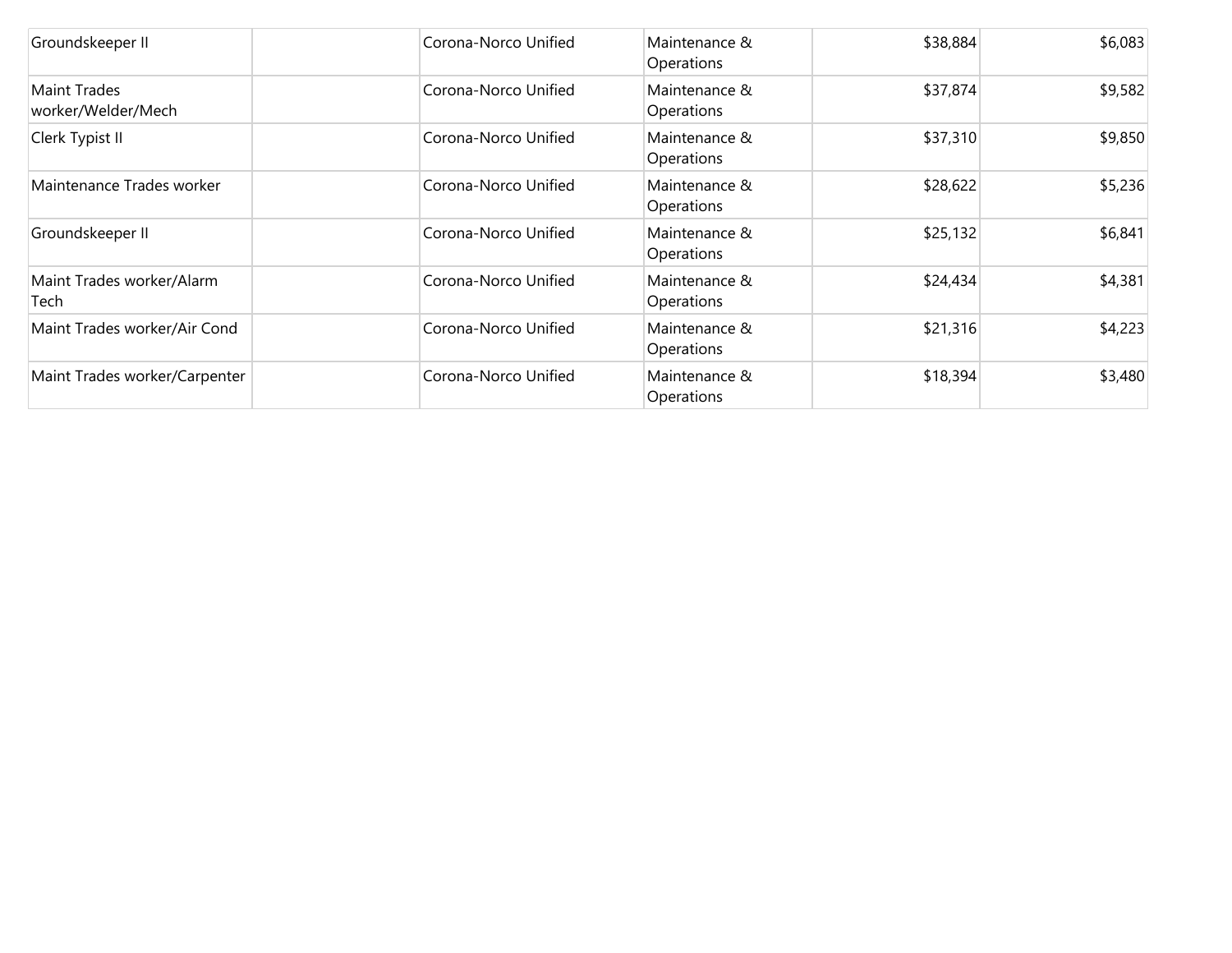| | | | | | |
|---|---|---|---|---|---|
| Groundskeeper II | | Corona-Norco Unified | Maintenance & Operations | $38,884 | $6,083 |
| Maint Trades worker/Welder/Mech | | Corona-Norco Unified | Maintenance & Operations | $37,874 | $9,582 |
| Clerk Typist II | | Corona-Norco Unified | Maintenance & Operations | $37,310 | $9,850 |
| Maintenance Trades worker | | Corona-Norco Unified | Maintenance & Operations | $28,622 | $5,236 |
| Groundskeeper II | | Corona-Norco Unified | Maintenance & Operations | $25,132 | $6,841 |
| Maint Trades worker/Alarm Tech | | Corona-Norco Unified | Maintenance & Operations | $24,434 | $4,381 |
| Maint Trades worker/Air Cond | | Corona-Norco Unified | Maintenance & Operations | $21,316 | $4,223 |
| Maint Trades worker/Carpenter | | Corona-Norco Unified | Maintenance & Operations | $18,394 | $3,480 |